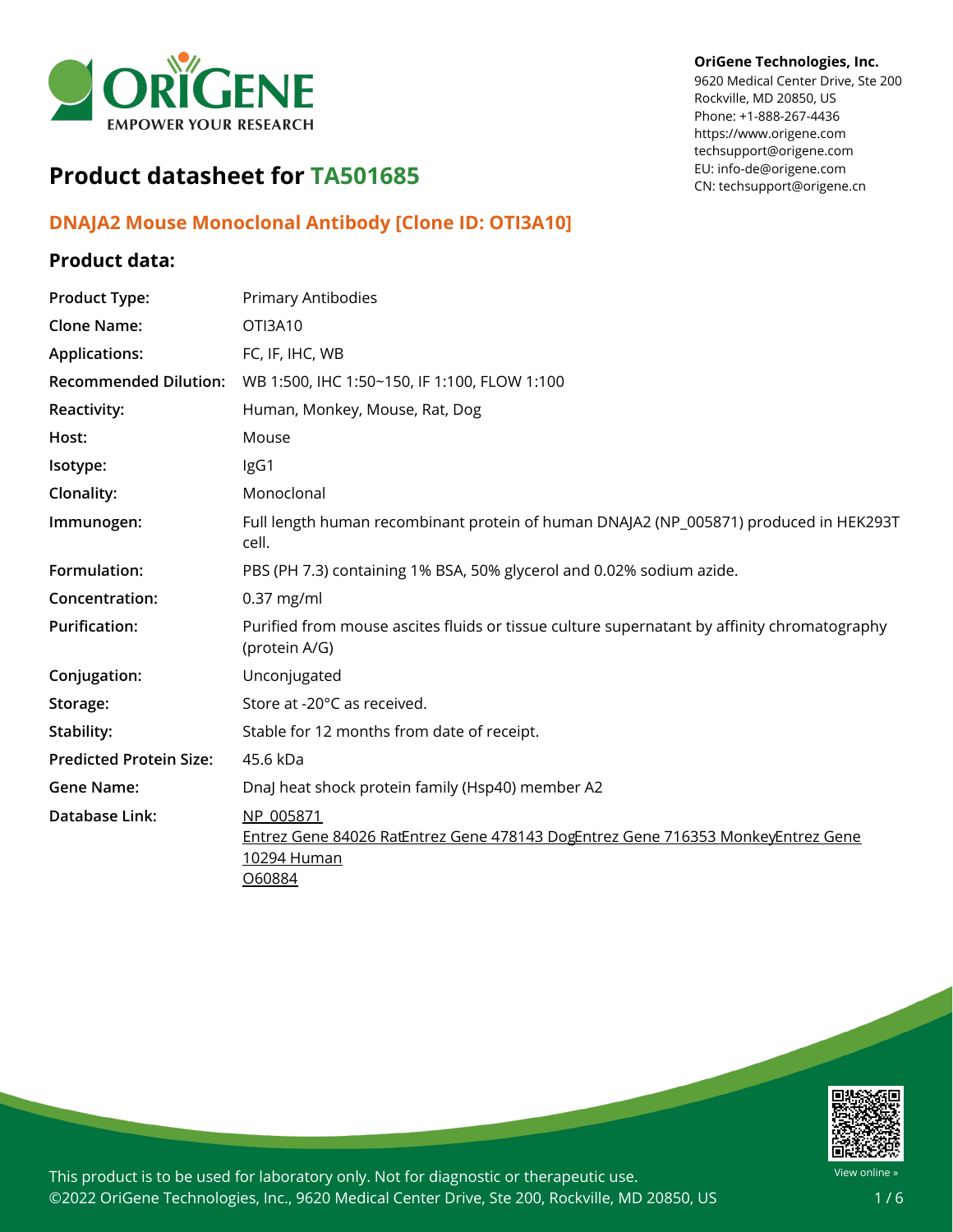OriGene Technologies, Inc.
9620 Medical Center Drive, Ste 200
Rockville, MD 20850, US
Phone: +1-888-267-4436
https://www.origene.com
techsupport@origene.com
EU: info-de@origene.com
CN: techsupport@origene.cn

# Product datasheet for TA501685

## DNAJA2 Mouse Monoclonal Antibody [Clone ID: OTI3A10]

### Product data:

| | |
|---|---|
| **Product Type:** | Primary Antibodies |
| **Clone Name:** | OTI3A10 |
| **Applications:** | FC, IF, IHC, WB |
| **Recommended Dilution:** | WB 1:500, IHC 1:50~150, IF 1:100, FLOW 1:100 |
| **Reactivity:** | Human, Monkey, Mouse, Rat, Dog |
| **Host:** | Mouse |
| **Isotype:** | IgG1 |
| **Clonality:** | Monoclonal |
| **Immunogen:** | Full length human recombinant protein of human DNAJA2 (NP_005871) produced in HEK293T cell. |
| **Formulation:** | PBS (PH 7.3) containing 1% BSA, 50% glycerol and 0.02% sodium azide. |
| **Concentration:** | 0.37 mg/ml |
| **Purification:** | Purified from mouse ascites fluids or tissue culture supernatant by affinity chromatography (protein A/G) |
| **Conjugation:** | Unconjugated |
| **Storage:** | Store at -20°C as received. |
| **Stability:** | Stable for 12 months from date of receipt. |
| **Predicted Protein Size:** | 45.6 kDa |
| **Gene Name:** | DnaJ heat shock protein family (Hsp40) member A2 |
| **Database Link:** | NP_005871<br>Entrez Gene 84026 RatEntrez Gene 478143 DogEntrez Gene 716353 MonkeyEntrez Gene 10294 Human<br>O60884 |

This product is to be used for laboratory only. Not for diagnostic or therapeutic use.
©2022 OriGene Technologies, Inc., 9620 Medical Center Drive, Ste 200, Rockville, MD 20850, US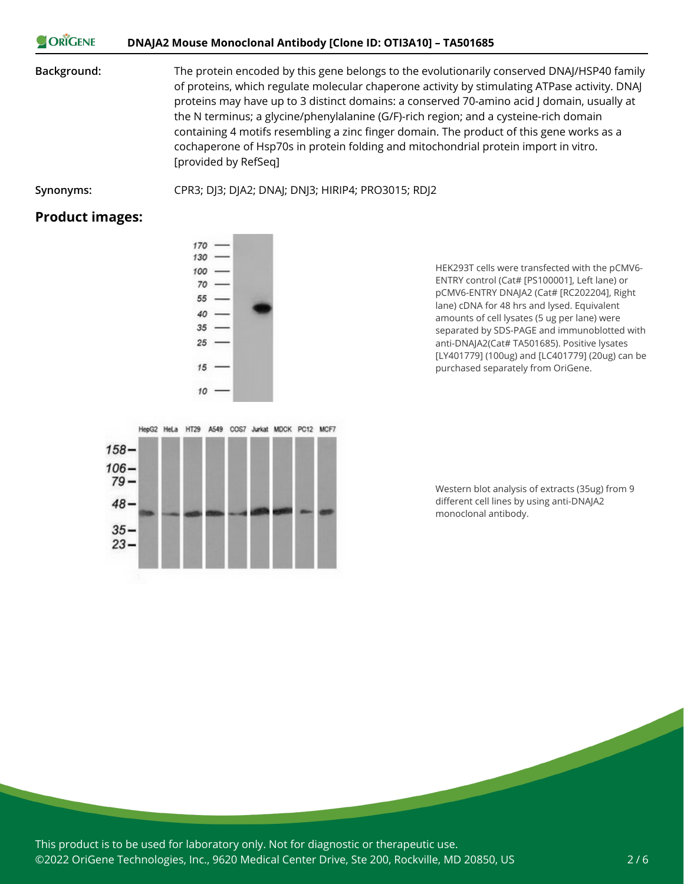**Background:** The protein encoded by this gene belongs to the evolutionarily conserved DNAJ/HSP40 family of proteins, which regulate molecular chaperone activity by stimulating ATPase activity. DNAJ proteins may have up to 3 distinct domains: a conserved 70-amino acid J domain, usually at the N terminus; a glycine/phenylalanine (G/F)-rich region; and a cysteine-rich domain containing 4 motifs resembling a zinc finger domain. The product of this gene works as a cochaperone of Hsp70s in protein folding and mitochondrial protein import in vitro. [provided by RefSeq]

**Synonyms:** CPR3; DJ3; DJA2; DNAJ; DNJ3; HIRIP4; PRO3015; RDJ2

## Product images:

HEK293T cells were transfected with the pCMV6-ENTRY control (Cat# [PS100001], Left lane) or pCMV6-ENTRY DNAJA2 (Cat# [RC202204], Right lane) cDNA for 48 hrs and lysed. Equivalent amounts of cell lysates (5 ug per lane) were separated by SDS-PAGE and immunoblotted with anti-DNAJA2(Cat# TA501685). Positive lysates [LY401779] (100ug) and [LC401779] (20ug) can be purchased separately from OriGene.

Western blot analysis of extracts (35ug) from 9 different cell lines by using anti-DNAJA2 monoclonal antibody.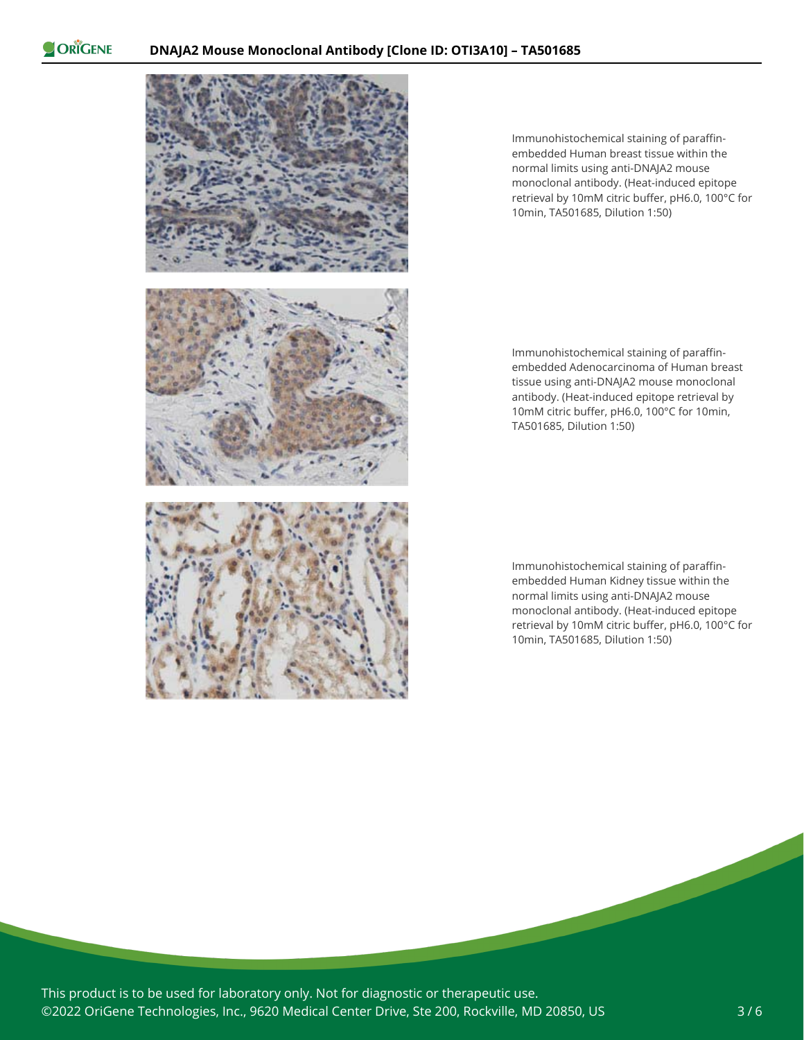Immunohistochemical staining of paraffin-embedded Human breast tissue within the normal limits using anti-DNAJA2 mouse monoclonal antibody. (Heat-induced epitope retrieval by 10mM citric buffer, pH6.0, 100°C for 10min, TA501685, Dilution 1:50)

Immunohistochemical staining of paraffin-embedded Adenocarcinoma of Human breast tissue using anti-DNAJA2 mouse monoclonal antibody. (Heat-induced epitope retrieval by 10mM citric buffer, pH6.0, 100°C for 10min, TA501685, Dilution 1:50)

Immunohistochemical staining of paraffin-embedded Human Kidney tissue within the normal limits using anti-DNAJA2 mouse monoclonal antibody. (Heat-induced epitope retrieval by 10mM citric buffer, pH6.0, 100°C for 10min, TA501685, Dilution 1:50)

This product is to be used for laboratory only. Not for diagnostic or therapeutic use.
©2022 OriGene Technologies, Inc., 9620 Medical Center Drive, Ste 200, Rockville, MD 20850, US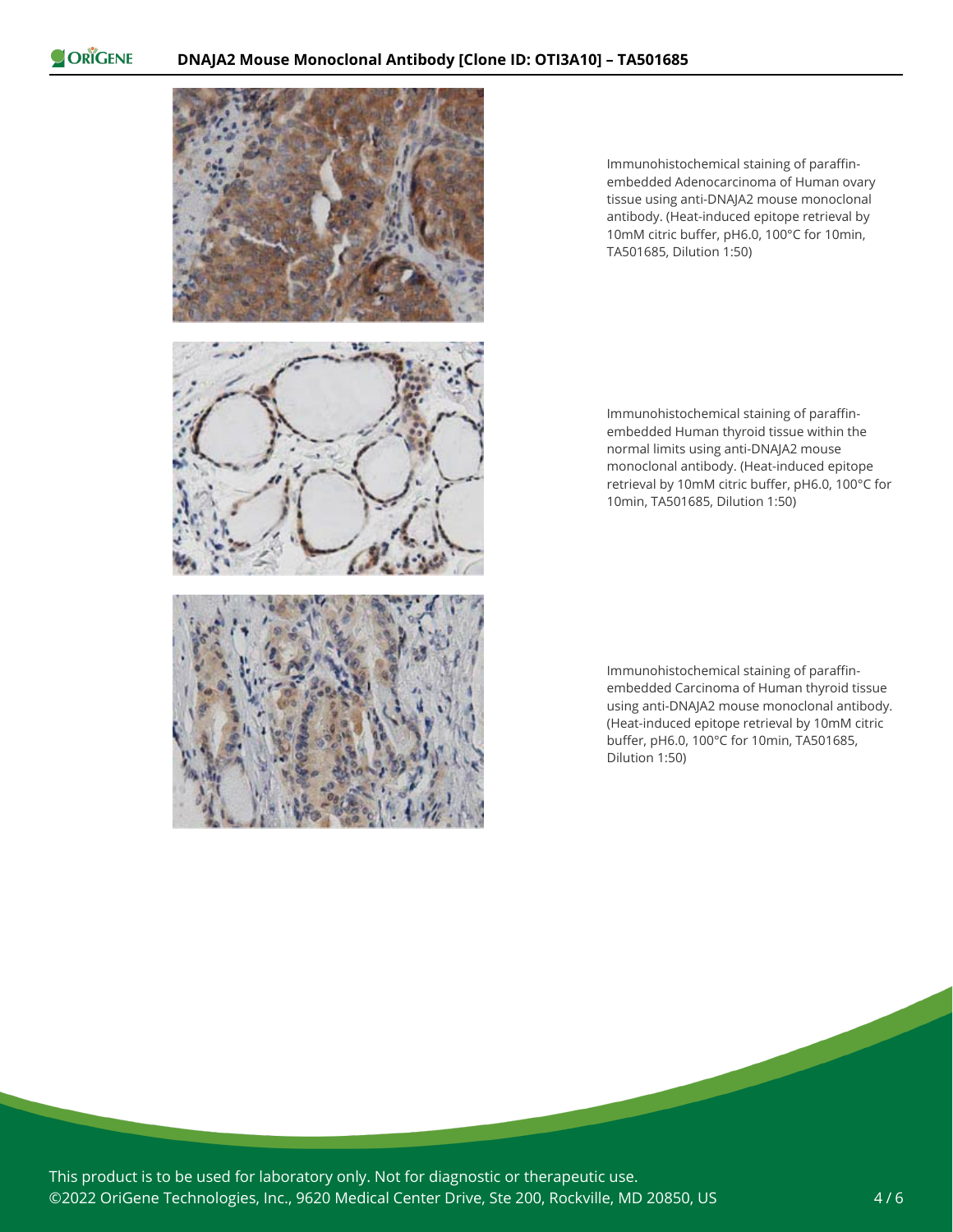Immunohistochemical staining of paraffin-embedded Adenocarcinoma of Human ovary tissue using anti-DNAJA2 mouse monoclonal antibody. (Heat-induced epitope retrieval by 10mM citric buffer, pH6.0, 100°C for 10min, TA501685, Dilution 1:50)

Immunohistochemical staining of paraffin-embedded Human thyroid tissue within the normal limits using anti-DNAJA2 mouse monoclonal antibody. (Heat-induced epitope retrieval by 10mM citric buffer, pH6.0, 100°C for 10min, TA501685, Dilution 1:50)

Immunohistochemical staining of paraffin-embedded Carcinoma of Human thyroid tissue using anti-DNAJA2 mouse monoclonal antibody. (Heat-induced epitope retrieval by 10mM citric buffer, pH6.0, 100°C for 10min, TA501685, Dilution 1:50)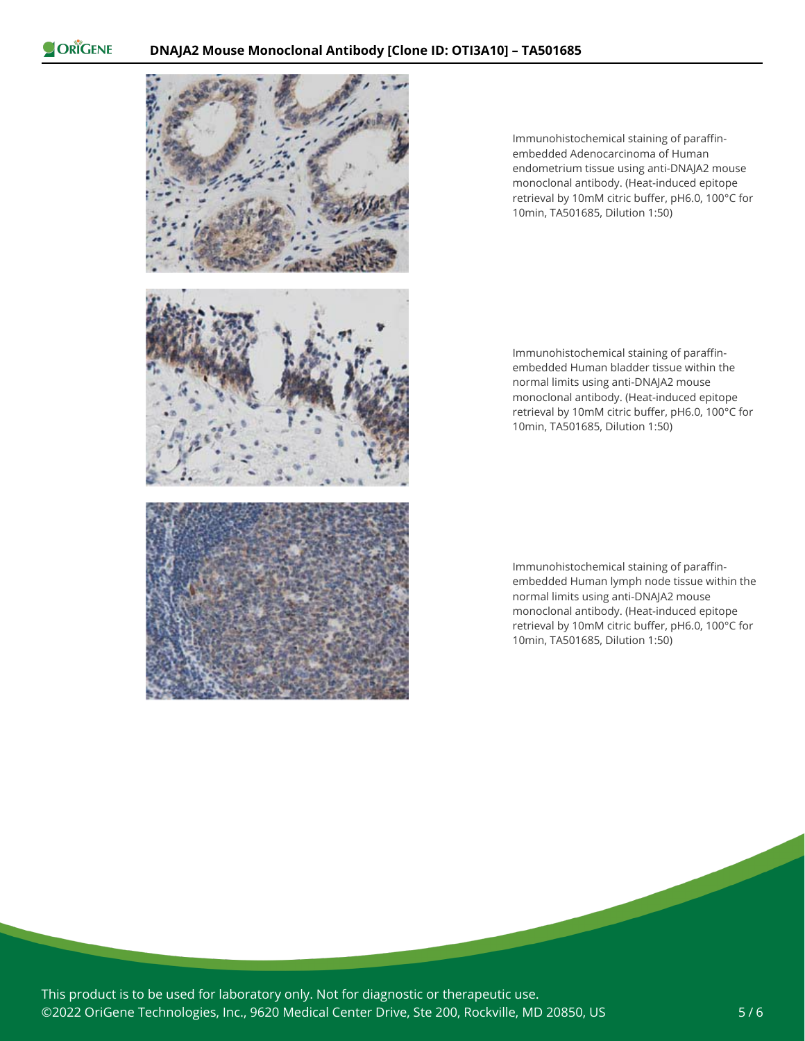Immunohistochemical staining of paraffin-embedded Adenocarcinoma of Human endometrium tissue using anti-DNAJA2 mouse monoclonal antibody. (Heat-induced epitope retrieval by 10mM citric buffer, pH6.0, 100°C for 10min, TA501685, Dilution 1:50)

Immunohistochemical staining of paraffin-embedded Human bladder tissue within the normal limits using anti-DNAJA2 mouse monoclonal antibody. (Heat-induced epitope retrieval by 10mM citric buffer, pH6.0, 100°C for 10min, TA501685, Dilution 1:50)

Immunohistochemical staining of paraffin-embedded Human lymph node tissue within the normal limits using anti-DNAJA2 mouse monoclonal antibody. (Heat-induced epitope retrieval by 10mM citric buffer, pH6.0, 100°C for 10min, TA501685, Dilution 1:50)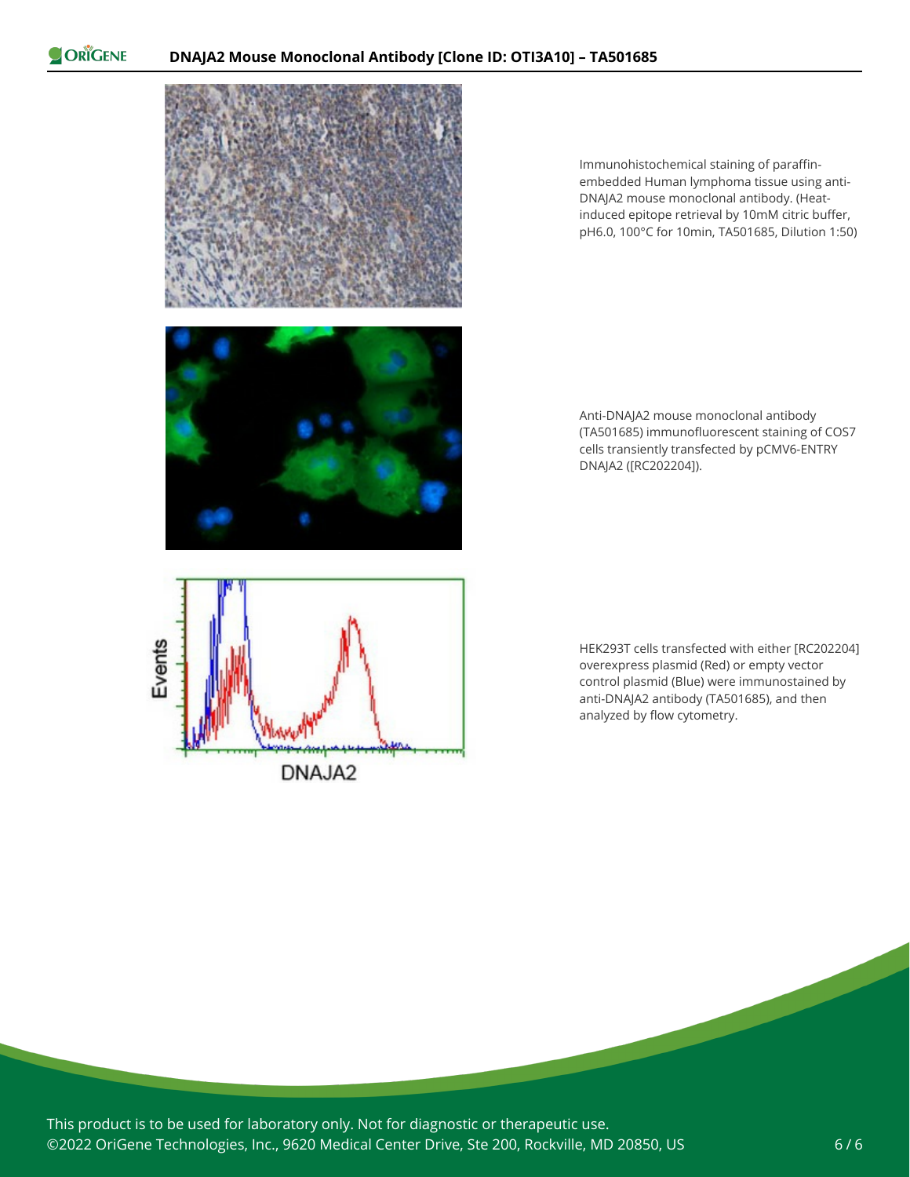Immunohistochemical staining of paraffin-embedded Human lymphoma tissue using anti-DNAJA2 mouse monoclonal antibody. (Heat-induced epitope retrieval by 10mM citric buffer, pH6.0, 100°C for 10min, TA501685, Dilution 1:50)

Anti-DNAJA2 mouse monoclonal antibody (TA501685) immunofluorescent staining of COS7 cells transiently transfected by pCMV6-ENTRY DNAJA2 ([RC202204]).

Events

DNAJA2

HEK293T cells transfected with either [RC202204] overexpress plasmid (Red) or empty vector control plasmid (Blue) were immunostained by anti-DNAJA2 antibody (TA501685), and then analyzed by flow cytometry.

This product is to be used for laboratory only. Not for diagnostic or therapeutic use.
©2022 OriGene Technologies, Inc., 9620 Medical Center Drive, Ste 200, Rockville, MD 20850, US